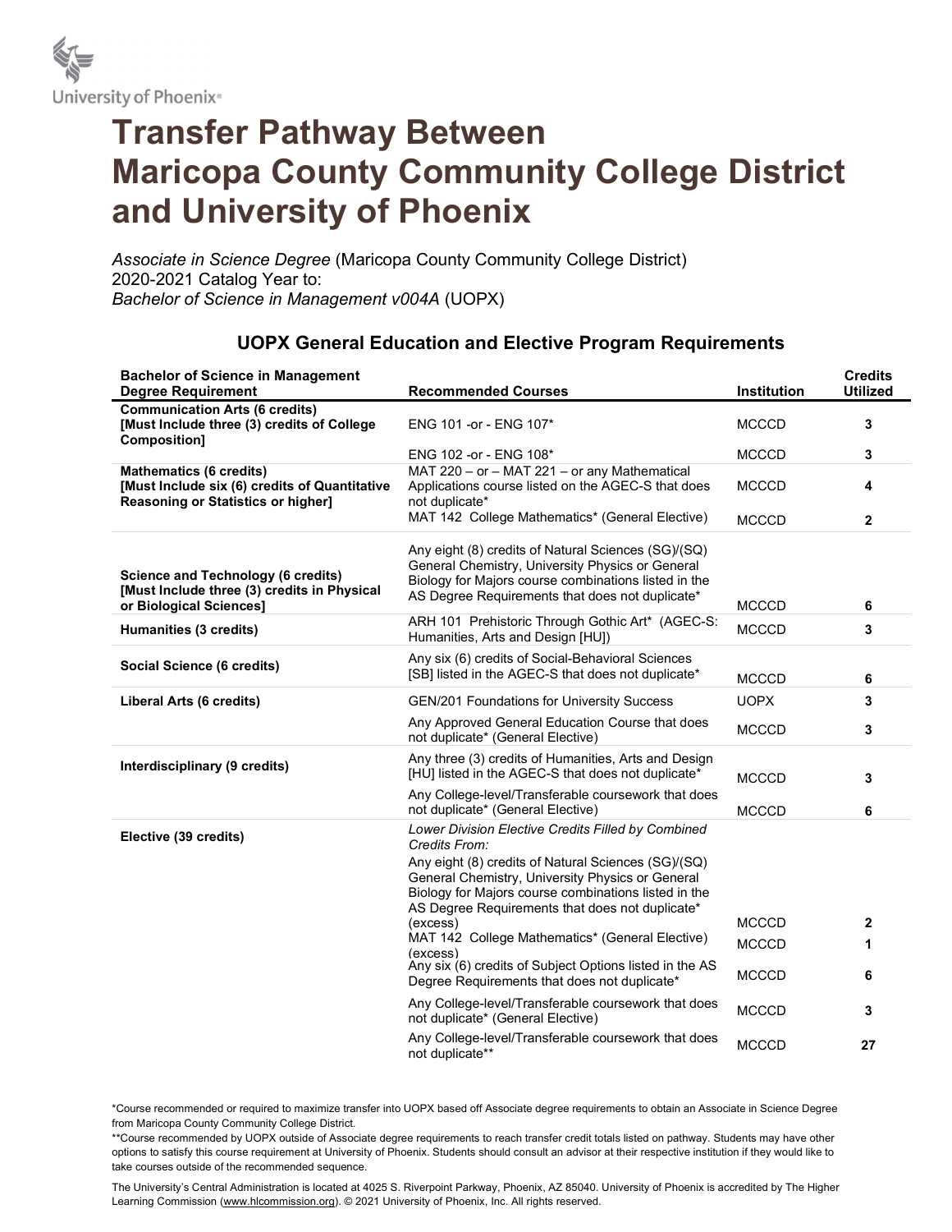University of Phoenix®

# Transfer Pathway Between Maricopa County Community College District and University of Phoenix

*Associate in Science Degree* (Maricopa County Community College District)
2020-2021 Catalog Year to:
*Bachelor of Science in Management v004A* (UOPX)

## UOPX General Education and Elective Program Requirements

| Bachelor of Science in Management Degree Requirement | Recommended Courses | Institution | Credits Utilized |
|---|---|---|---|
| **Communication Arts (6 credits) [Must Include three (3) credits of College Composition]** | ENG 101 -or - ENG 107* | MCCCD | **3** |
| | ENG 102 -or - ENG 108* | MCCCD | **3** |
| **Mathematics (6 credits) [Must Include six (6) credits of Quantitative Reasoning or Statistics or higher]** | MAT 220 – or – MAT 221 – or any Mathematical Applications course listed on the AGEC-S that does not duplicate* | MCCCD | **4** |
| | MAT 142 College Mathematics* (General Elective) | MCCCD | **2** |
| **Science and Technology (6 credits) [Must Include three (3) credits in Physical or Biological Sciences]** | Any eight (8) credits of Natural Sciences (SG)/(SQ) General Chemistry, University Physics or General Biology for Majors course combinations listed in the AS Degree Requirements that does not duplicate* | MCCCD | **6** |
| **Humanities (3 credits)** | ARH 101 Prehistoric Through Gothic Art* (AGEC-S: Humanities, Arts and Design [HU]) | MCCCD | **3** |
| **Social Science (6 credits)** | Any six (6) credits of Social-Behavioral Sciences [SB] listed in the AGEC-S that does not duplicate* | MCCCD | **6** |
| **Liberal Arts (6 credits)** | GEN/201 Foundations for University Success | UOPX | **3** |
| | Any Approved General Education Course that does not duplicate* (General Elective) | MCCCD | **3** |
| **Interdisciplinary (9 credits)** | Any three (3) credits of Humanities, Arts and Design [HU] listed in the AGEC-S that does not duplicate* | MCCCD | **3** |
| | Any College-level/Transferable coursework that does not duplicate* (General Elective) | MCCCD | **6** |
| **Elective (39 credits)** | *Lower Division Elective Credits Filled by Combined Credits From:* | | |
| | Any eight (8) credits of Natural Sciences (SG)/(SQ) General Chemistry, University Physics or General Biology for Majors course combinations listed in the AS Degree Requirements that does not duplicate* (excess) | MCCCD | **2** |
| | MAT 142 College Mathematics* (General Elective) (excess) | MCCCD | **1** |
| | Any six (6) credits of Subject Options listed in the AS Degree Requirements that does not duplicate* | MCCCD | **6** |
| | Any College-level/Transferable coursework that does not duplicate* (General Elective) | MCCCD | **3** |
| | Any College-level/Transferable coursework that does not duplicate** | MCCCD | **27** |

*Course recommended or required to maximize transfer into UOPX based off Associate degree requirements to obtain an Associate in Science Degree from Maricopa County Community College District.

**Course recommended by UOPX outside of Associate degree requirements to reach transfer credit totals listed on pathway. Students may have other options to satisfy this course requirement at University of Phoenix. Students should consult an advisor at their respective institution if they would like to take courses outside of the recommended sequence.

The University's Central Administration is located at 4025 S. Riverpoint Parkway, Phoenix, AZ 85040. University of Phoenix is accredited by The Higher Learning Commission (www.hlcommission.org). © 2021 University of Phoenix, Inc. All rights reserved.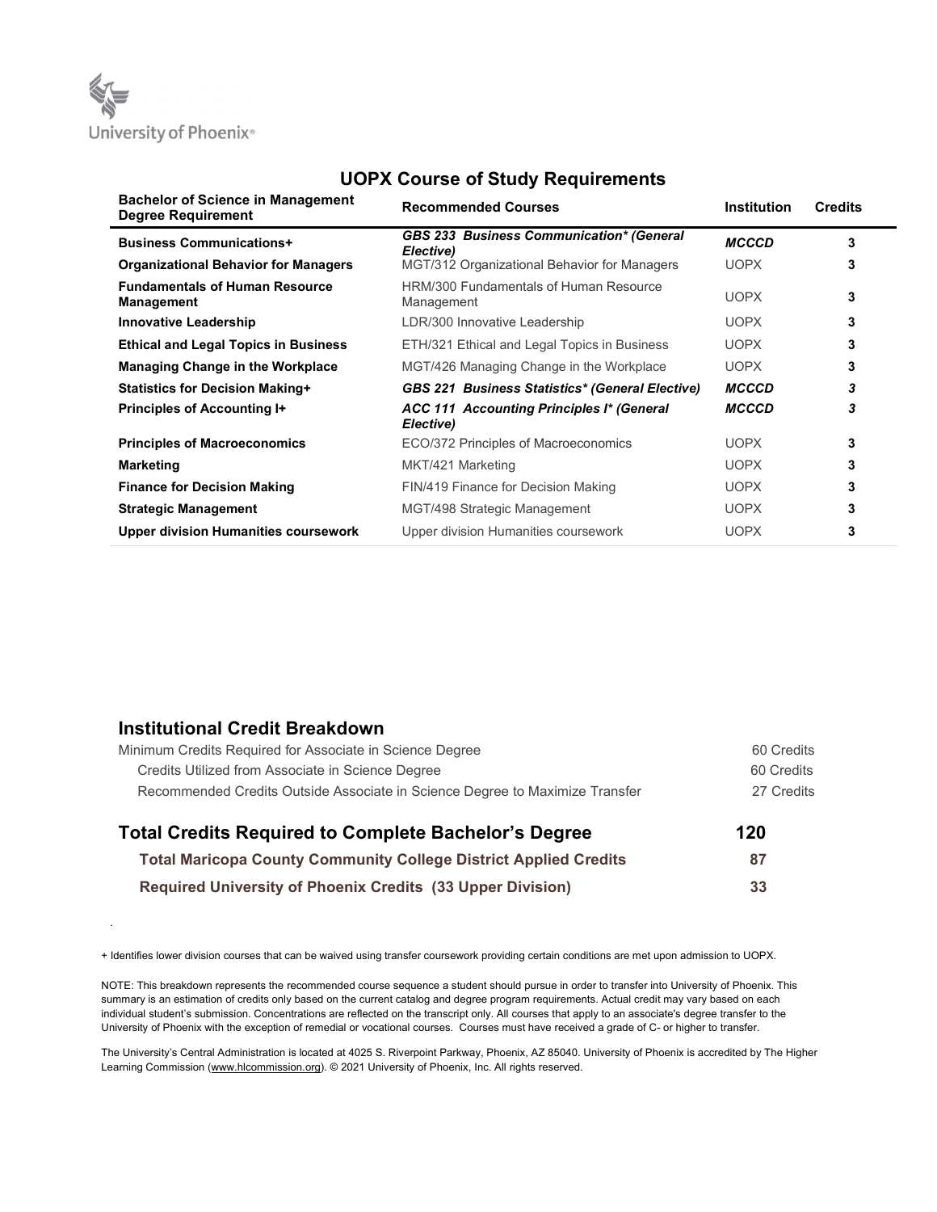University of Phoenix®

## UOPX Course of Study Requirements

| Bachelor of Science in Management Degree Requirement | Recommended Courses | Institution | Credits |
|---|---|---|---|
| **Business Communications+** | ***GBS 233 Business Communication* (General Elective)*** | ***MCCCD*** | **3** |
| **Organizational Behavior for Managers** | MGT/312 Organizational Behavior for Managers | UOPX | **3** |
| **Fundamentals of Human Resource Management** | HRM/300 Fundamentals of Human Resource Management | UOPX | **3** |
| **Innovative Leadership** | LDR/300 Innovative Leadership | UOPX | **3** |
| **Ethical and Legal Topics in Business** | ETH/321 Ethical and Legal Topics in Business | UOPX | **3** |
| **Managing Change in the Workplace** | MGT/426 Managing Change in the Workplace | UOPX | **3** |
| **Statistics for Decision Making+** | ***GBS 221 Business Statistics* (General Elective)*** | ***MCCCD*** | ***3*** |
| **Principles of Accounting I+** | ***ACC 111 Accounting Principles I* (General Elective)*** | ***MCCCD*** | ***3*** |
| **Principles of Macroeconomics** | ECO/372 Principles of Macroeconomics | UOPX | **3** |
| **Marketing** | MKT/421 Marketing | UOPX | **3** |
| **Finance for Decision Making** | FIN/419 Finance for Decision Making | UOPX | **3** |
| **Strategic Management** | MGT/498 Strategic Management | UOPX | **3** |
| **Upper division Humanities coursework** | Upper division Humanities coursework | UOPX | **3** |

## Institutional Credit Breakdown

| | |
|---|---|
| Minimum Credits Required for Associate in Science Degree | 60 Credits |
| Credits Utilized from Associate in Science Degree | 60 Credits |
| Recommended Credits Outside Associate in Science Degree to Maximize Transfer | 27 Credits |
| **Total Credits Required to Complete Bachelor's Degree** | **120** |
| **Total Maricopa County Community College District Applied Credits** | **87** |
| **Required University of Phoenix Credits (33 Upper Division)** | **33** |

+ Identifies lower division courses that can be waived using transfer coursework providing certain conditions are met upon admission to UOPX.

NOTE: This breakdown represents the recommended course sequence a student should pursue in order to transfer into University of Phoenix. This summary is an estimation of credits only based on the current catalog and degree program requirements. Actual credit may vary based on each individual student's submission. Concentrations are reflected on the transcript only. All courses that apply to an associate's degree transfer to the University of Phoenix with the exception of remedial or vocational courses. Courses must have received a grade of C- or higher to transfer.

The University's Central Administration is located at 4025 S. Riverpoint Parkway, Phoenix, AZ 85040. University of Phoenix is accredited by The Higher Learning Commission (www.hlcommission.org). © 2021 University of Phoenix, Inc. All rights reserved.